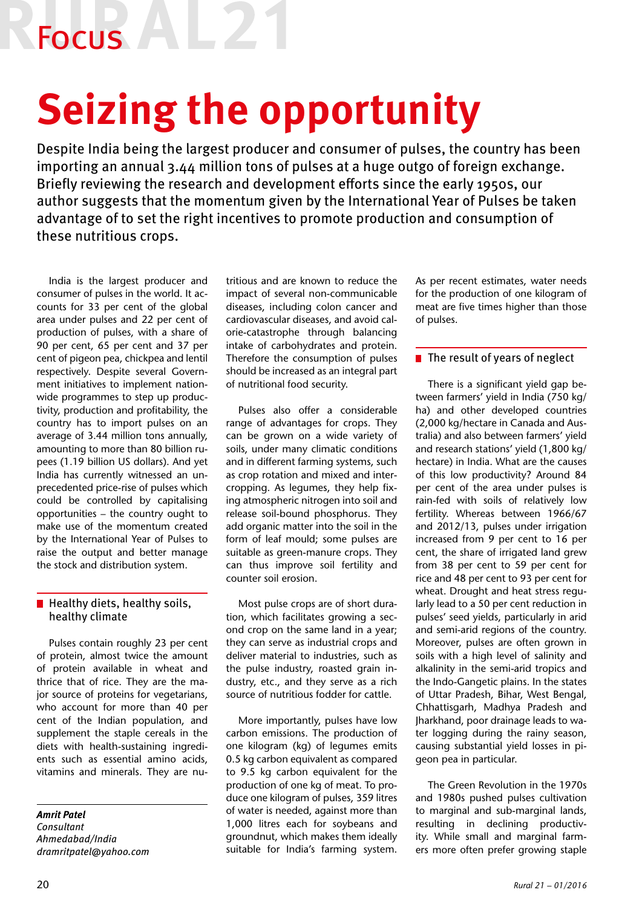# Focus

# Seizing the opportunity

**Despite India being the largest producer and consumer of pulses, the country has been importing an annual 3.44 million tons of pulses at a huge outgo of foreign exchange. Briefly reviewing the research and development efforts since the early 1950s, our author suggests that the momentum given by the International Year of Pulses be taken advantage of to set the right incentives to promote production and consumption of these nutritious crops.**

India is the largest producer and consumer of pulses in the world. It accounts for 33 per cent of the global area under pulses and 22 per cent of production of pulses, with a share of 90 per cent, 65 per cent and 37 per cent of pigeon pea, chickpea and lentil respectively. Despite several Government initiatives to implement nationwide programmes to step up productivity, production and profitability, the country has to import pulses on an average of 3.44 million tons annually, amounting to more than 80 billion rupees (1.19 billion US dollars). And yet India has currently witnessed an unprecedented price-rise of pulses which could be controlled by capitalising opportunities – the country ought to make use of the momentum created by the International Year of Pulses to raise the output and better manage the stock and distribution system.

## Healthy diets, healthy soils, healthy climate

Pulses contain roughly 23 per cent of protein, almost twice the amount of protein available in wheat and thrice that of rice. They are the major source of proteins for vegetarians, who account for more than 40 per cent of the Indian population, and supplement the staple cereals in the diets with health-sustaining ingredients such as essential amino acids, vitamins and minerals. They are nutritious and are known to reduce the impact of several non-communicable diseases, including colon cancer and cardiovascular diseases, and avoid calorie-catastrophe through balancing intake of carbohydrates and protein. Therefore the consumption of pulses should be increased as an integral part of nutritional food security.

Pulses also offer a considerable range of advantages for crops. They can be grown on a wide variety of soils, under many climatic conditions and in different farming systems, such as crop rotation and mixed and intercropping. As legumes, they help fixing atmospheric nitrogen into soil and release soil-bound phosphorus. They add organic matter into the soil in the form of leaf mould; some pulses are suitable as green-manure crops. They can thus improve soil fertility and counter soil erosion.

Most pulse crops are of short duration, which facilitates growing a second crop on the same land in a year; they can serve as industrial crops and deliver material to industries, such as the pulse industry, roasted grain industry, etc., and they serve as a rich source of nutritious fodder for cattle.

More importantly, pulses have low carbon emissions. The production of one kilogram (kg) of legumes emits 0.5 kg carbon equivalent as compared to 9.5 kg carbon equivalent for the production of one kg of meat. To produce one kilogram of pulses, 359 litres of water is needed, against more than 1,000 litres each for soybeans and groundnut, which makes them ideally suitable for India's farming system. As per recent estimates, water needs for the production of one kilogram of meat are five times higher than those of pulses.

## The result of years of neglect

There is a significant yield gap between farmers' yield in India (750 kg/ha) and other developed countries (2,000 kg/hectare in Canada and Australia) and also between farmers' yield and research stations' yield (1,800 kg/hectare) in India. What are the causes of this low productivity? Around 84 per cent of the area under pulses is rain-fed with soils of relatively low fertility. Whereas between 1966/67 and 2012/13, pulses under irrigation increased from 9 per cent to 16 per cent, the share of irrigated land grew from 38 per cent to 59 per cent for rice and 48 per cent to 93 per cent for wheat. Drought and heat stress regularly lead to a 50 per cent reduction in pulses' seed yields, particularly in arid and semi-arid regions of the country. Moreover, pulses are often grown in soils with a high level of salinity and alkalinity in the semi-arid tropics and the Indo-Gangetic plains. In the states of Uttar Pradesh, Bihar, West Bengal, Chhattisgarh, Madhya Pradesh and Jharkhand, poor drainage leads to water logging during the rainy season, causing substantial yield losses in pigeon pea in particular.

The Green Revolution in the 1970s and 1980s pushed pulses cultivation to marginal and sub-marginal lands, resulting in declining productivity. While small and marginal farmers more often prefer growing staple

***Amrit Patel***
*Consultant*
*Ahmedabad/India*
*dramritpatel@yahoo.com*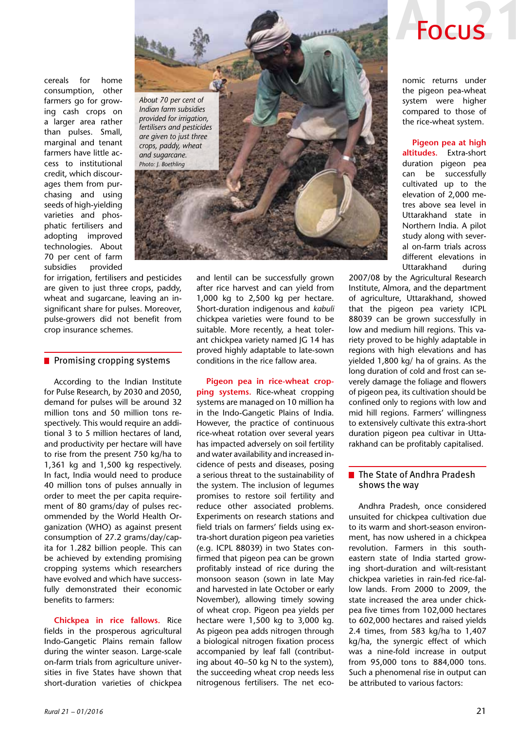cereals for home consumption, other farmers go for growing cash crops on a larger area rather than pulses. Small, marginal and tenant farmers have little access to institutional credit, which discourages them from purchasing and using seeds of high-yielding varieties and phosphatic fertilisers and adopting improved technologies. About 70 per cent of farm subsidies provided for irrigation, fertilisers and pesticides are given to just three crops, paddy, wheat and sugarcane, leaving an insignificant share for pulses. Moreover, pulse-growers did not benefit from crop insurance schemes.

*About 70 per cent of Indian farm subsidies provided for irrigation, fertilisers and pesticides are given to just three crops, paddy, wheat and sugarcane.*
*Photo: J. Boethling*

## Promising cropping systems

According to the Indian Institute for Pulse Research, by 2030 and 2050, demand for pulses will be around 32 million tons and 50 million tons respectively. This would require an additional 3 to 5 million hectares of land, and productivity per hectare will have to rise from the present 750 kg/ha to 1,361 kg and 1,500 kg respectively. In fact, India would need to produce 40 million tons of pulses annually in order to meet the per capita requirement of 80 grams/day of pulses recommended by the World Health Organization (WHO) as against present consumption of 27.2 grams/day/capita for 1.282 billion people. This can be achieved by extending promising cropping systems which researchers have evolved and which have successfully demonstrated their economic benefits to farmers:

**Chickpea in rice fallows.** Rice fields in the prosperous agricultural Indo-Gangetic Plains remain fallow during the winter season. Large-scale on-farm trials from agriculture universities in five States have shown that short-duration varieties of chickpea and lentil can be successfully grown after rice harvest and can yield from 1,000 kg to 2,500 kg per hectare. Short-duration indigenous and *kabuli* chickpea varieties were found to be suitable. More recently, a heat tolerant chickpea variety named JG 14 has proved highly adaptable to late-sown conditions in the rice fallow area.

**Pigeon pea in rice-wheat cropping systems.** Rice-wheat cropping systems are managed on 10 million ha in the Indo-Gangetic Plains of India. However, the practice of continuous rice-wheat rotation over several years has impacted adversely on soil fertility and water availability and increased incidence of pests and diseases, posing a serious threat to the sustainability of the system. The inclusion of legumes promises to restore soil fertility and reduce other associated problems. Experiments on research stations and field trials on farmers' fields using extra-short duration pigeon pea varieties (e.g. ICPL 88039) in two States confirmed that pigeon pea can be grown profitably instead of rice during the monsoon season (sown in late May and harvested in late October or early November), allowing timely sowing of wheat crop. Pigeon pea yields per hectare were 1,500 kg to 3,000 kg. As pigeon pea adds nitrogen through a biological nitrogen fixation process accompanied by leaf fall (contributing about 40–50 kg N to the system), the succeeding wheat crop needs less nitrogenous fertilisers. The net economic returns under the pigeon pea-wheat system were higher compared to those of the rice-wheat system.

**Pigeon pea at high altitudes.** Extra-short duration pigeon pea can be successfully cultivated up to the elevation of 2,000 metres above sea level in Uttarakhand state in Northern India. A pilot study along with several on-farm trials across different elevations in Uttarakhand during 2007/08 by the Agricultural Research Institute, Almora, and the department of agriculture, Uttarakhand, showed that the pigeon pea variety ICPL 88039 can be grown successfully in low and medium hill regions. This variety proved to be highly adaptable in regions with high elevations and has yielded 1,800 kg/ ha of grains. As the long duration of cold and frost can severely damage the foliage and flowers of pigeon pea, its cultivation should be confined only to regions with low and mid hill regions. Farmers' willingness to extensively cultivate this extra-short duration pigeon pea cultivar in Uttarakhand can be profitably capitalised.

## The State of Andhra Pradesh shows the way

Andhra Pradesh, once considered unsuited for chickpea cultivation due to its warm and short-season environment, has now ushered in a chickpea revolution. Farmers in this south-eastern state of India started growing short-duration and wilt-resistant chickpea varieties in rain-fed rice-fallow lands. From 2000 to 2009, the state increased the area under chickpea five times from 102,000 hectares to 602,000 hectares and raised yields 2.4 times, from 583 kg/ha to 1,407 kg/ha, the synergic effect of which was a nine-fold increase in output from 95,000 tons to 884,000 tons. Such a phenomenal rise in output can be attributed to various factors: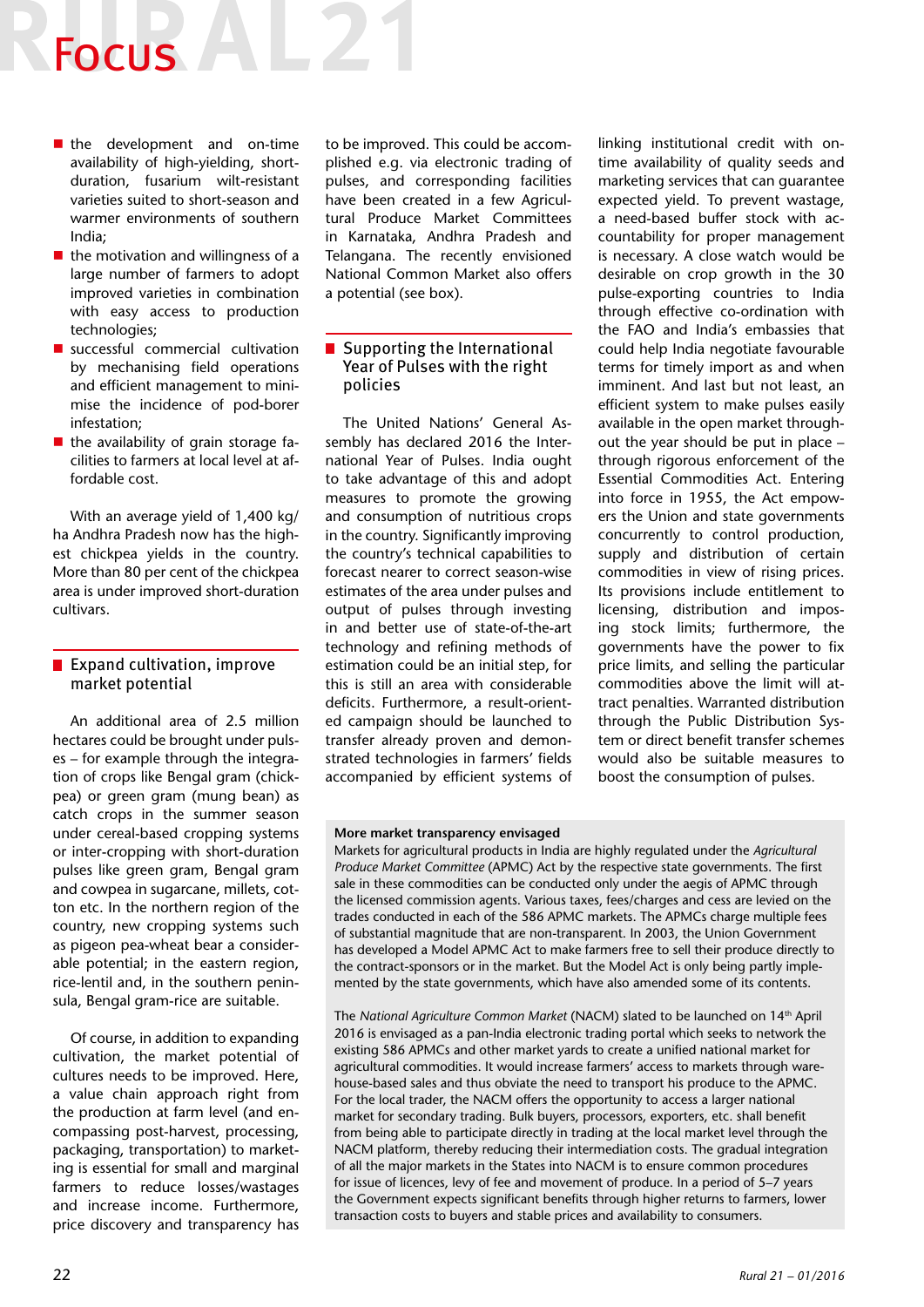- the development and on-time availability of high-yielding, short-duration, fusarium wilt-resistant varieties suited to short-season and warmer environments of southern India;
- the motivation and willingness of a large number of farmers to adopt improved varieties in combination with easy access to production technologies;
- successful commercial cultivation by mechanising field operations and efficient management to minimise the incidence of pod-borer infestation;
- the availability of grain storage facilities to farmers at local level at affordable cost.

With an average yield of 1,400 kg/ha Andhra Pradesh now has the highest chickpea yields in the country. More than 80 per cent of the chickpea area is under improved short-duration cultivars.

## Expand cultivation, improve market potential

An additional area of 2.5 million hectares could be brought under pulses – for example through the integration of crops like Bengal gram (chickpea) or green gram (mung bean) as catch crops in the summer season under cereal-based cropping systems or inter-cropping with short-duration pulses like green gram, Bengal gram and cowpea in sugarcane, millets, cotton etc. In the northern region of the country, new cropping systems such as pigeon pea-wheat bear a considerable potential; in the eastern region, rice-lentil and, in the southern peninsula, Bengal gram-rice are suitable.

Of course, in addition to expanding cultivation, the market potential of cultures needs to be improved. Here, a value chain approach right from the production at farm level (and encompassing post-harvest, processing, packaging, transportation) to marketing is essential for small and marginal farmers to reduce losses/wastages and increase income. Furthermore, price discovery and transparency has to be improved. This could be accomplished e.g. via electronic trading of pulses, and corresponding facilities have been created in a few Agricultural Produce Market Committees in Karnataka, Andhra Pradesh and Telangana. The recently envisioned National Common Market also offers a potential (see box).

## Supporting the International Year of Pulses with the right policies

The United Nations' General Assembly has declared 2016 the International Year of Pulses. India ought to take advantage of this and adopt measures to promote the growing and consumption of nutritious crops in the country. Significantly improving the country's technical capabilities to forecast nearer to correct season-wise estimates of the area under pulses and output of pulses through investing in and better use of state-of-the-art technology and refining methods of estimation could be an initial step, for this is still an area with considerable deficits. Furthermore, a result-oriented campaign should be launched to transfer already proven and demonstrated technologies in farmers' fields accompanied by efficient systems of linking institutional credit with on-time availability of quality seeds and marketing services that can guarantee expected yield. To prevent wastage, a need-based buffer stock with accountability for proper management is necessary. A close watch would be desirable on crop growth in the 30 pulse-exporting countries to India through effective co-ordination with the FAO and India's embassies that could help India negotiate favourable terms for timely import as and when imminent. And last but not least, an efficient system to make pulses easily available in the open market throughout the year should be put in place – through rigorous enforcement of the Essential Commodities Act. Entering into force in 1955, the Act empowers the Union and state governments concurrently to control production, supply and distribution of certain commodities in view of rising prices. Its provisions include entitlement to licensing, distribution and imposing stock limits; furthermore, the governments have the power to fix price limits, and selling the particular commodities above the limit will attract penalties. Warranted distribution through the Public Distribution System or direct benefit transfer schemes would also be suitable measures to boost the consumption of pulses.

**More market transparency envisaged**

Markets for agricultural products in India are highly regulated under the *Agricultural Produce Market Committee* (APMC) Act by the respective state governments. The first sale in these commodities can be conducted only under the aegis of APMC through the licensed commission agents. Various taxes, fees/charges and cess are levied on the trades conducted in each of the 586 APMC markets. The APMCs charge multiple fees of substantial magnitude that are non-transparent. In 2003, the Union Government has developed a Model APMC Act to make farmers free to sell their produce directly to the contract-sponsors or in the market. But the Model Act is only being partly implemented by the state governments, which have also amended some of its contents.

The *National Agriculture Common Market* (NACM) slated to be launched on 14th April 2016 is envisaged as a pan-India electronic trading portal which seeks to network the existing 586 APMCs and other market yards to create a unified national market for agricultural commodities. It would increase farmers' access to markets through warehouse-based sales and thus obviate the need to transport his produce to the APMC. For the local trader, the NACM offers the opportunity to access a larger national market for secondary trading. Bulk buyers, processors, exporters, etc. shall benefit from being able to participate directly in trading at the local market level through the NACM platform, thereby reducing their intermediation costs. The gradual integration of all the major markets in the States into NACM is to ensure common procedures for issue of licences, levy of fee and movement of produce. In a period of 5–7 years the Government expects significant benefits through higher returns to farmers, lower transaction costs to buyers and stable prices and availability to consumers.